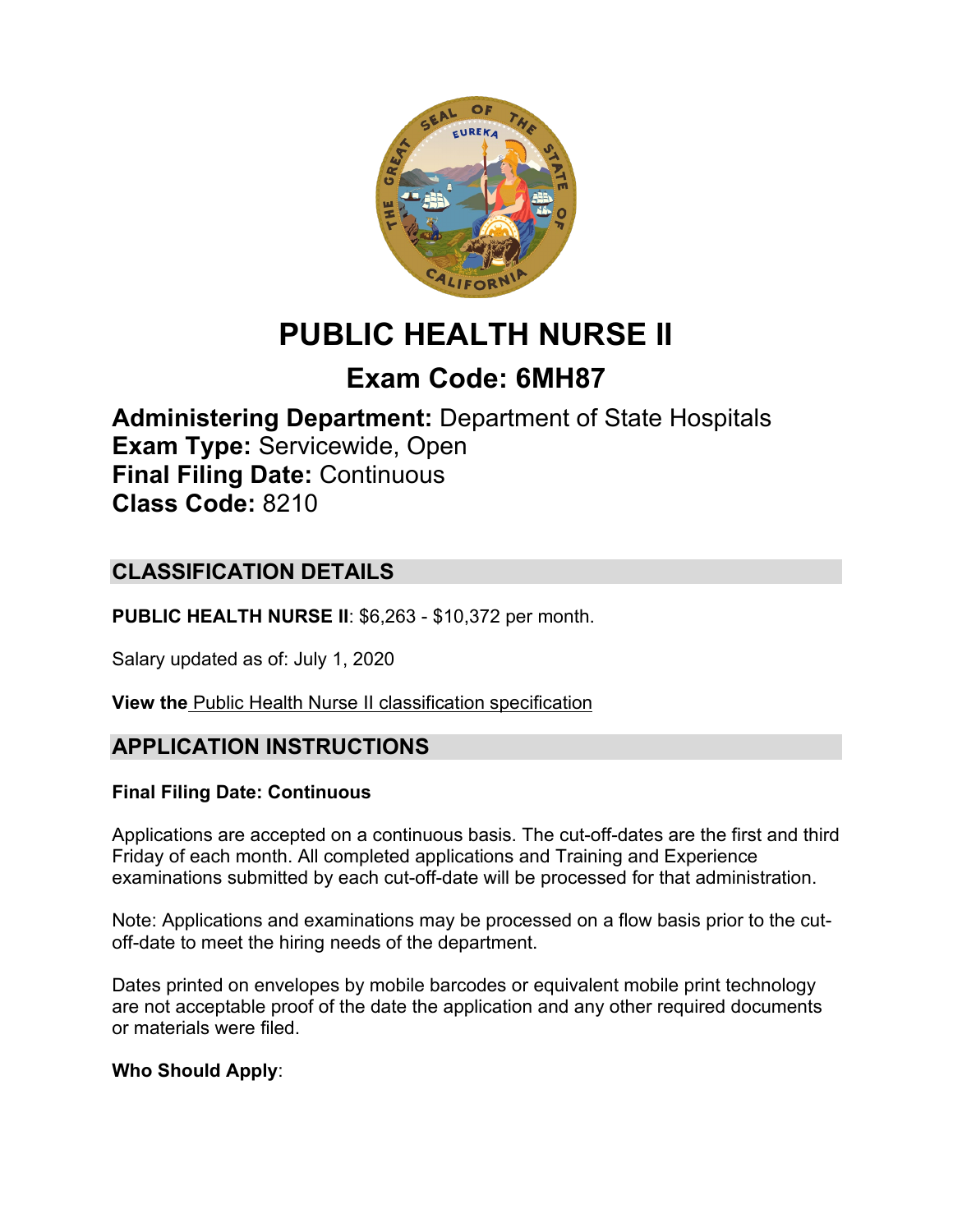# PUBLIC HEALTH NURSE II

## Exam Code: 6MH87

**Administering Department:** Department of State Hospitals
**Exam Type:** Servicewide, Open
**Final Filing Date:** Continuous
**Class Code:** 8210

## CLASSIFICATION DETAILS

**PUBLIC HEALTH NURSE II**: $6,263 - $10,372 per month.

Salary updated as of: July 1, 2020

**View the** Public Health Nurse II classification specification

## APPLICATION INSTRUCTIONS

**Final Filing Date: Continuous**

Applications are accepted on a continuous basis. The cut-off-dates are the first and third Friday of each month. All completed applications and Training and Experience examinations submitted by each cut-off-date will be processed for that administration.

Note: Applications and examinations may be processed on a flow basis prior to the cut-off-date to meet the hiring needs of the department.

Dates printed on envelopes by mobile barcodes or equivalent mobile print technology are not acceptable proof of the date the application and any other required documents or materials were filed.

**Who Should Apply**: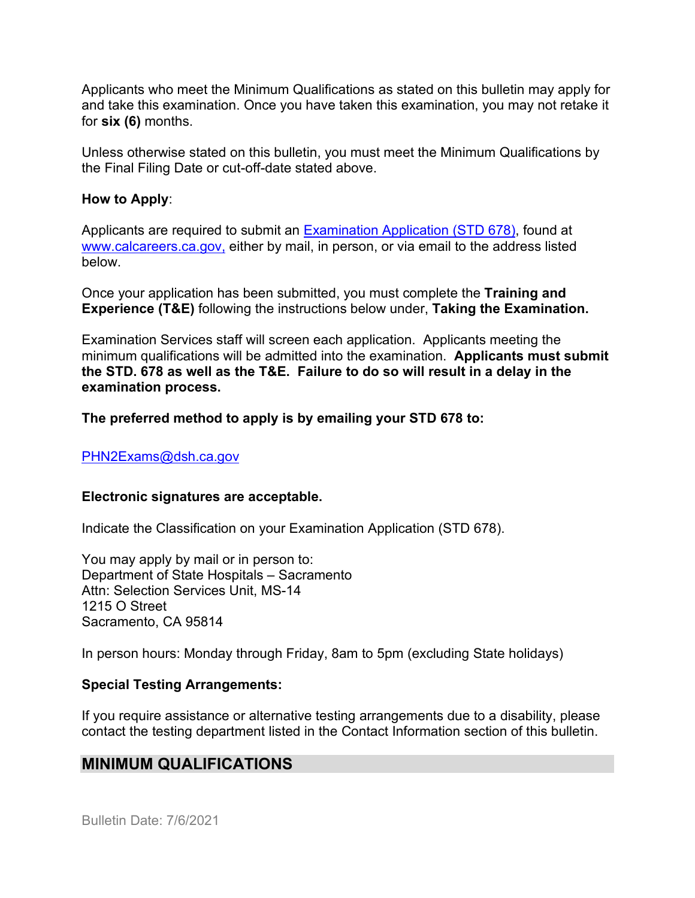Applicants who meet the Minimum Qualifications as stated on this bulletin may apply for and take this examination. Once you have taken this examination, you may not retake it for **six (6)** months.

Unless otherwise stated on this bulletin, you must meet the Minimum Qualifications by the Final Filing Date or cut-off-date stated above.

**How to Apply**:

Applicants are required to submit an [Examination Application (STD 678)](), found at [www.calcareers.ca.gov,]() either by mail, in person, or via email to the address listed below.

Once your application has been submitted, you must complete the **Training and Experience (T&E)** following the instructions below under, **Taking the Examination.**

Examination Services staff will screen each application. Applicants meeting the minimum qualifications will be admitted into the examination. **Applicants must submit the STD. 678 as well as the T&E. Failure to do so will result in a delay in the examination process.**

**The preferred method to apply is by emailing your STD 678 to:**

[PHN2Exams@dsh.ca.gov]()

**Electronic signatures are acceptable.**

Indicate the Classification on your Examination Application (STD 678).

You may apply by mail or in person to:
Department of State Hospitals – Sacramento
Attn: Selection Services Unit, MS-14
1215 O Street
Sacramento, CA 95814

In person hours: Monday through Friday, 8am to 5pm (excluding State holidays)

**Special Testing Arrangements:**

If you require assistance or alternative testing arrangements due to a disability, please contact the testing department listed in the Contact Information section of this bulletin.

## MINIMUM QUALIFICATIONS

Bulletin Date: 7/6/2021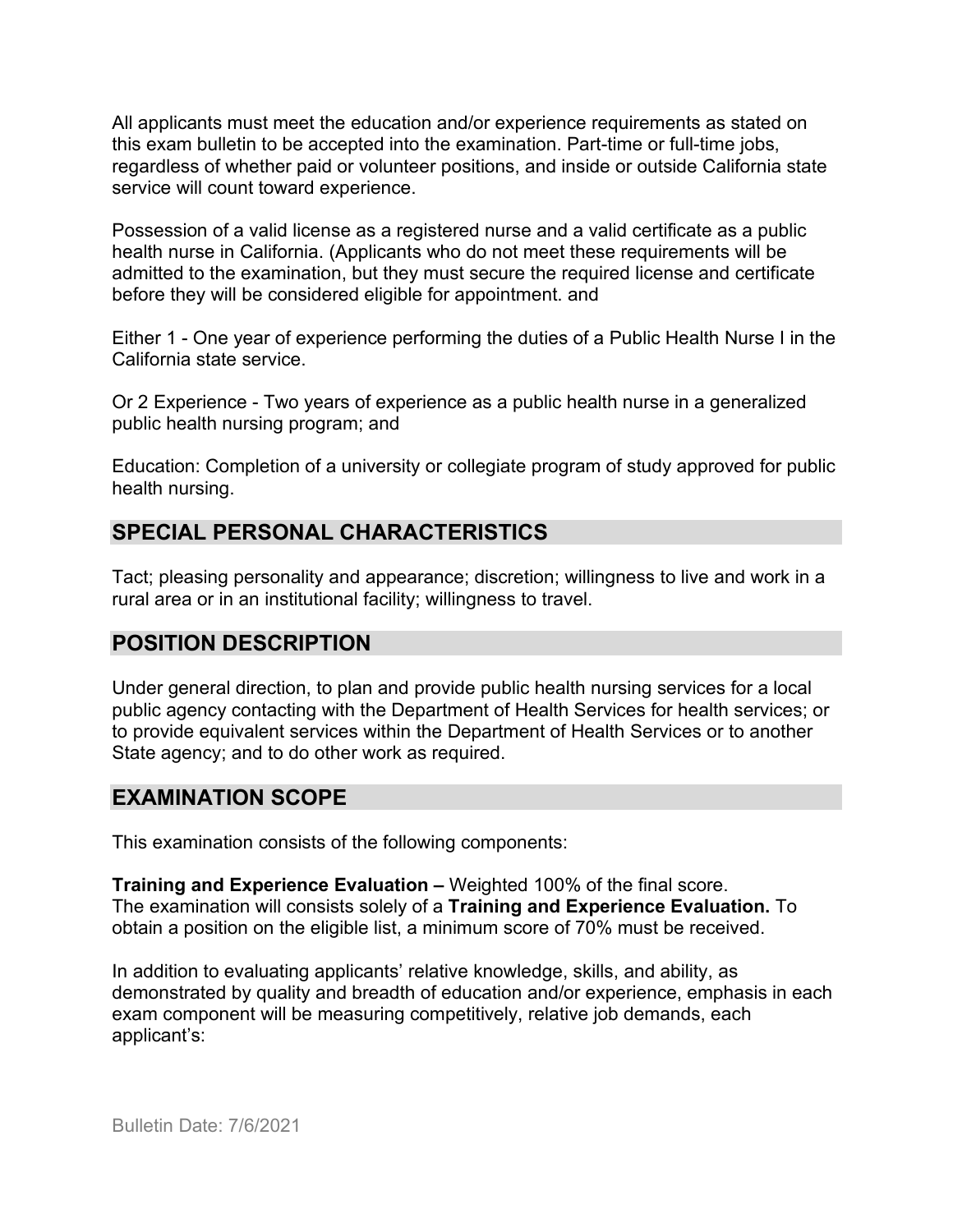All applicants must meet the education and/or experience requirements as stated on this exam bulletin to be accepted into the examination. Part-time or full-time jobs, regardless of whether paid or volunteer positions, and inside or outside California state service will count toward experience.

Possession of a valid license as a registered nurse and a valid certificate as a public health nurse in California. (Applicants who do not meet these requirements will be admitted to the examination, but they must secure the required license and certificate before they will be considered eligible for appointment. and

Either 1 - One year of experience performing the duties of a Public Health Nurse I in the California state service.

Or 2 Experience - Two years of experience as a public health nurse in a generalized public health nursing program; and

Education: Completion of a university or collegiate program of study approved for public health nursing.

## SPECIAL PERSONAL CHARACTERISTICS

Tact; pleasing personality and appearance; discretion; willingness to live and work in a rural area or in an institutional facility; willingness to travel.

## POSITION DESCRIPTION

Under general direction, to plan and provide public health nursing services for a local public agency contacting with the Department of Health Services for health services; or to provide equivalent services within the Department of Health Services or to another State agency; and to do other work as required.

## EXAMINATION SCOPE

This examination consists of the following components:

**Training and Experience Evaluation –** Weighted 100% of the final score.
The examination will consists solely of a **Training and Experience Evaluation.** To obtain a position on the eligible list, a minimum score of 70% must be received.

In addition to evaluating applicants' relative knowledge, skills, and ability, as demonstrated by quality and breadth of education and/or experience, emphasis in each exam component will be measuring competitively, relative job demands, each applicant's: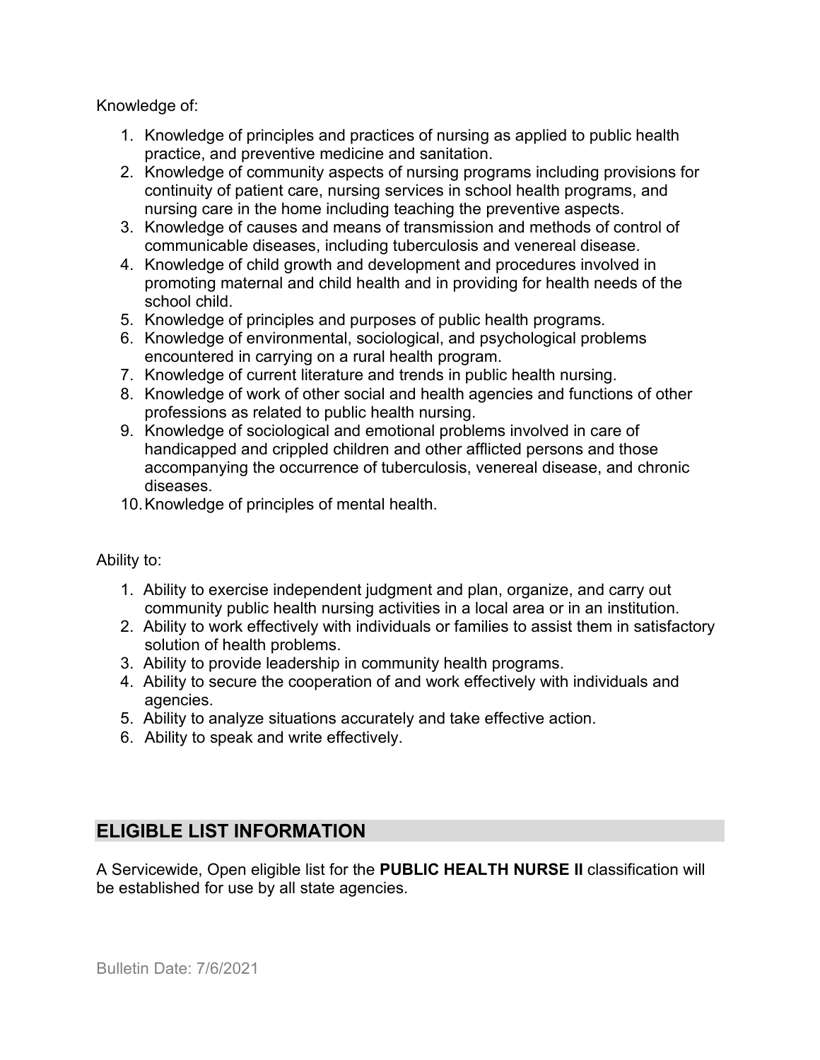Knowledge of:

1. Knowledge of principles and practices of nursing as applied to public health practice, and preventive medicine and sanitation.
2. Knowledge of community aspects of nursing programs including provisions for continuity of patient care, nursing services in school health programs, and nursing care in the home including teaching the preventive aspects.
3. Knowledge of causes and means of transmission and methods of control of communicable diseases, including tuberculosis and venereal disease.
4. Knowledge of child growth and development and procedures involved in promoting maternal and child health and in providing for health needs of the school child.
5. Knowledge of principles and purposes of public health programs.
6. Knowledge of environmental, sociological, and psychological problems encountered in carrying on a rural health program.
7. Knowledge of current literature and trends in public health nursing.
8. Knowledge of work of other social and health agencies and functions of other professions as related to public health nursing.
9. Knowledge of sociological and emotional problems involved in care of handicapped and crippled children and other afflicted persons and those accompanying the occurrence of tuberculosis, venereal disease, and chronic diseases.
10. Knowledge of principles of mental health.

Ability to:

1. Ability to exercise independent judgment and plan, organize, and carry out community public health nursing activities in a local area or in an institution.
2. Ability to work effectively with individuals or families to assist them in satisfactory solution of health problems.
3. Ability to provide leadership in community health programs.
4. Ability to secure the cooperation of and work effectively with individuals and agencies.
5. Ability to analyze situations accurately and take effective action.
6. Ability to speak and write effectively.

## ELIGIBLE LIST INFORMATION

A Servicewide, Open eligible list for the **PUBLIC HEALTH NURSE II** classification will be established for use by all state agencies.

Bulletin Date: 7/6/2021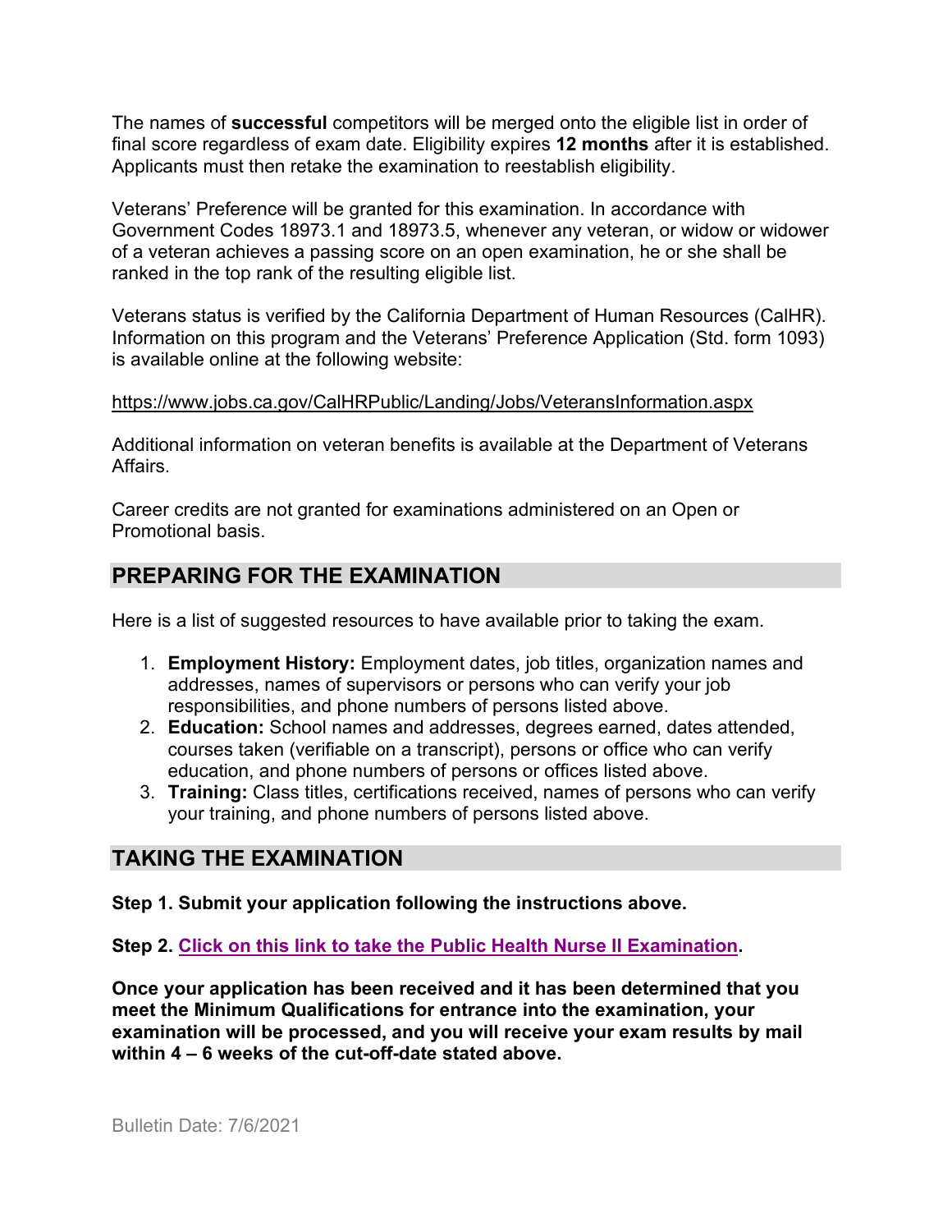The names of **successful** competitors will be merged onto the eligible list in order of final score regardless of exam date. Eligibility expires **12 months** after it is established. Applicants must then retake the examination to reestablish eligibility.

Veterans' Preference will be granted for this examination. In accordance with Government Codes 18973.1 and 18973.5, whenever any veteran, or widow or widower of a veteran achieves a passing score on an open examination, he or she shall be ranked in the top rank of the resulting eligible list.

Veterans status is verified by the California Department of Human Resources (CalHR). Information on this program and the Veterans' Preference Application (Std. form 1093) is available online at the following website:

https://www.jobs.ca.gov/CalHRPublic/Landing/Jobs/VeteransInformation.aspx

Additional information on veteran benefits is available at the Department of Veterans Affairs.

Career credits are not granted for examinations administered on an Open or Promotional basis.

## PREPARING FOR THE EXAMINATION

Here is a list of suggested resources to have available prior to taking the exam.

1. **Employment History:** Employment dates, job titles, organization names and addresses, names of supervisors or persons who can verify your job responsibilities, and phone numbers of persons listed above.
2. **Education:** School names and addresses, degrees earned, dates attended, courses taken (verifiable on a transcript), persons or office who can verify education, and phone numbers of persons or offices listed above.
3. **Training:** Class titles, certifications received, names of persons who can verify your training, and phone numbers of persons listed above.

## TAKING THE EXAMINATION

**Step 1. Submit your application following the instructions above.**

**Step 2. Click on this link to take the Public Health Nurse II Examination.**

**Once your application has been received and it has been determined that you meet the Minimum Qualifications for entrance into the examination, your examination will be processed, and you will receive your exam results by mail within 4 – 6 weeks of the cut-off-date stated above.**

Bulletin Date: 7/6/2021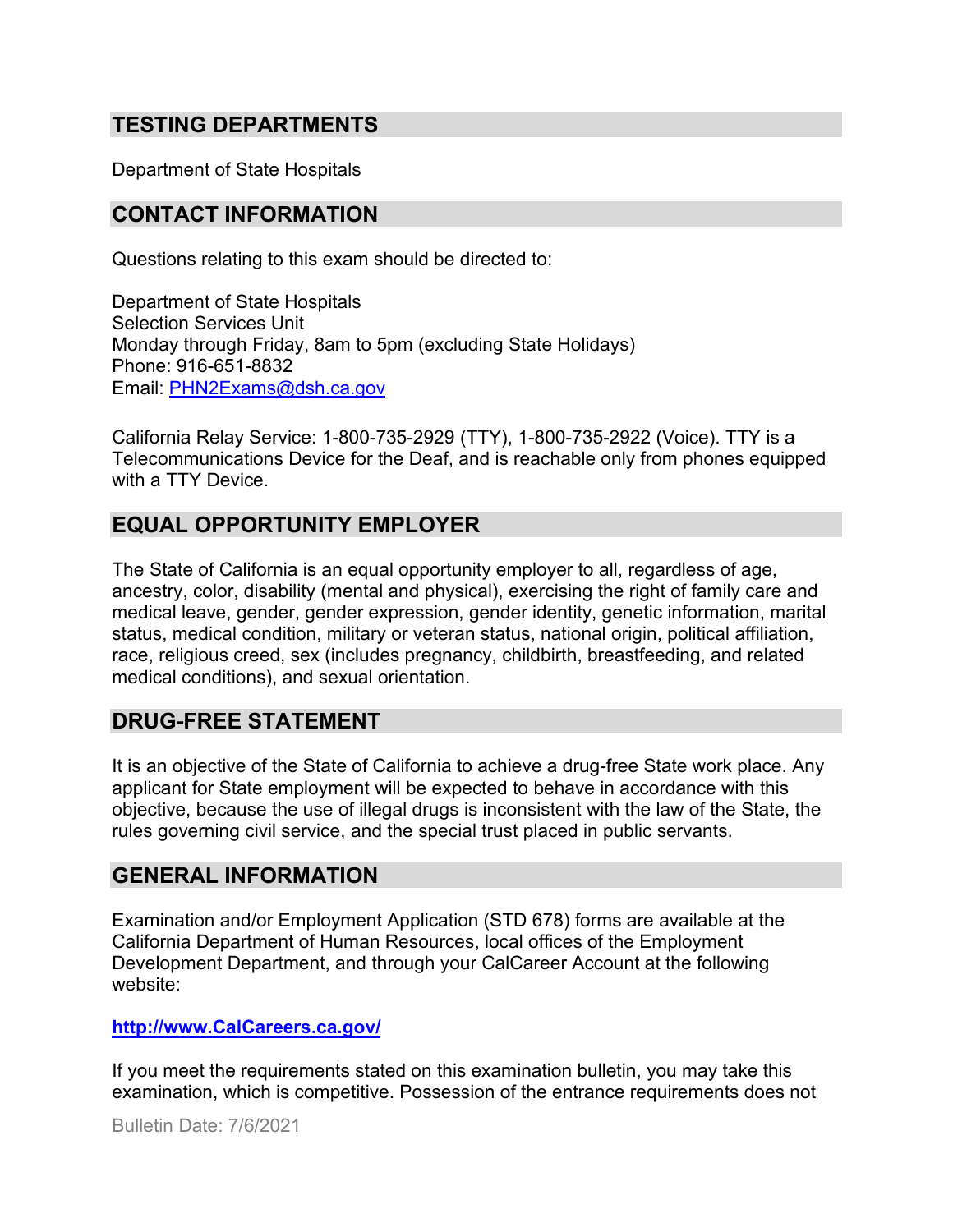## TESTING DEPARTMENTS

Department of State Hospitals

## CONTACT INFORMATION

Questions relating to this exam should be directed to:

Department of State Hospitals
Selection Services Unit
Monday through Friday, 8am to 5pm (excluding State Holidays)
Phone: 916-651-8832
Email: PHN2Exams@dsh.ca.gov

California Relay Service: 1-800-735-2929 (TTY), 1-800-735-2922 (Voice). TTY is a Telecommunications Device for the Deaf, and is reachable only from phones equipped with a TTY Device.

## EQUAL OPPORTUNITY EMPLOYER

The State of California is an equal opportunity employer to all, regardless of age, ancestry, color, disability (mental and physical), exercising the right of family care and medical leave, gender, gender expression, gender identity, genetic information, marital status, medical condition, military or veteran status, national origin, political affiliation, race, religious creed, sex (includes pregnancy, childbirth, breastfeeding, and related medical conditions), and sexual orientation.

## DRUG-FREE STATEMENT

It is an objective of the State of California to achieve a drug-free State work place. Any applicant for State employment will be expected to behave in accordance with this objective, because the use of illegal drugs is inconsistent with the law of the State, the rules governing civil service, and the special trust placed in public servants.

## GENERAL INFORMATION

Examination and/or Employment Application (STD 678) forms are available at the California Department of Human Resources, local offices of the Employment Development Department, and through your CalCareer Account at the following website:

**http://www.CalCareers.ca.gov/**

If you meet the requirements stated on this examination bulletin, you may take this examination, which is competitive. Possession of the entrance requirements does not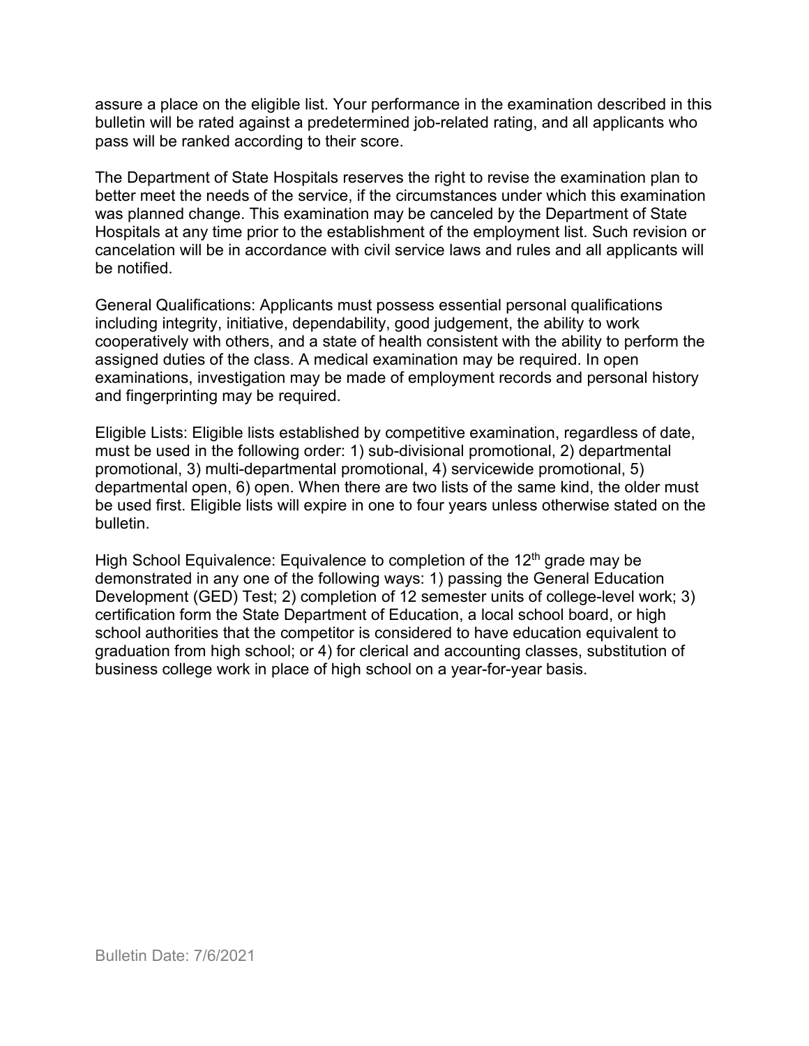assure a place on the eligible list. Your performance in the examination described in this bulletin will be rated against a predetermined job-related rating, and all applicants who pass will be ranked according to their score.

The Department of State Hospitals reserves the right to revise the examination plan to better meet the needs of the service, if the circumstances under which this examination was planned change. This examination may be canceled by the Department of State Hospitals at any time prior to the establishment of the employment list. Such revision or cancelation will be in accordance with civil service laws and rules and all applicants will be notified.

General Qualifications: Applicants must possess essential personal qualifications including integrity, initiative, dependability, good judgement, the ability to work cooperatively with others, and a state of health consistent with the ability to perform the assigned duties of the class. A medical examination may be required. In open examinations, investigation may be made of employment records and personal history and fingerprinting may be required.

Eligible Lists: Eligible lists established by competitive examination, regardless of date, must be used in the following order: 1) sub-divisional promotional, 2) departmental promotional, 3) multi-departmental promotional, 4) servicewide promotional, 5) departmental open, 6) open. When there are two lists of the same kind, the older must be used first. Eligible lists will expire in one to four years unless otherwise stated on the bulletin.

High School Equivalence: Equivalence to completion of the 12th grade may be demonstrated in any one of the following ways: 1) passing the General Education Development (GED) Test; 2) completion of 12 semester units of college-level work; 3) certification form the State Department of Education, a local school board, or high school authorities that the competitor is considered to have education equivalent to graduation from high school; or 4) for clerical and accounting classes, substitution of business college work in place of high school on a year-for-year basis.

Bulletin Date: 7/6/2021